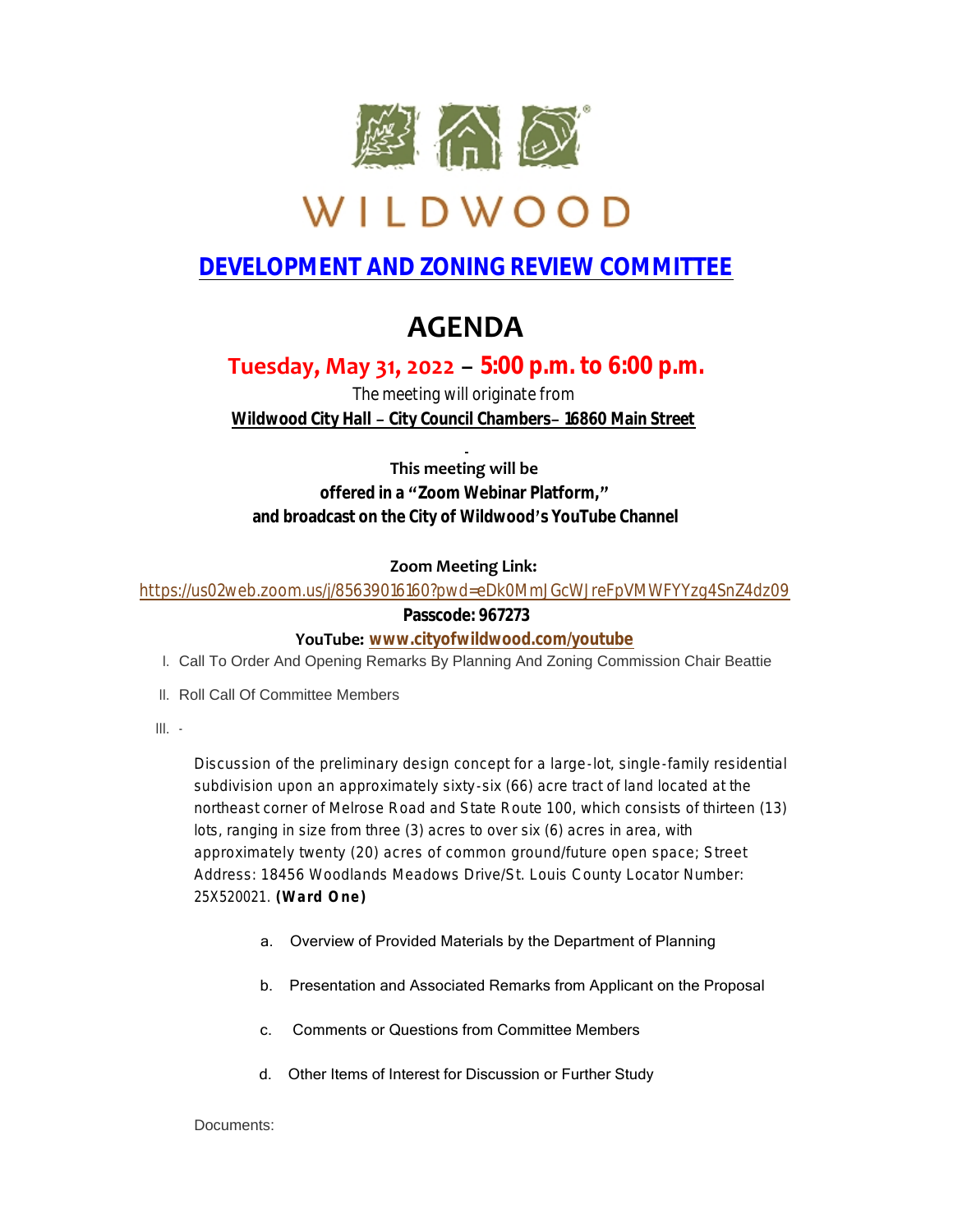WILDWOOD

## [DEVELOPMENT AND ZONING REVIEW COMMITTEE]

# AGENDA

## Tuesday, May 31, 2022 – 5:00 p.m. to 6:00 p.m.

The meeting will originate from

**Wildwood City Hall – City Council Chambers– 16860 Main Street**

**This meeting will be offered in a "Zoom Webinar Platform," and broadcast on the City of Wildwood's YouTube Channel**

**Zoom Meeting Link:**

https://us02web.zoom.us/j/85639016160?pwd=eDk0MmJGcWJreFpVMWFYYzg4SnZ4dz09

**Passcode: 967273**

**YouTube: www.cityofwildwood.com/youtube**

I. Call To Order And Opening Remarks By Planning And Zoning Commission Chair Beattie

II. Roll Call Of Committee Members

III. -

Discussion of the preliminary design concept for a large-lot, single-family residential subdivision upon an approximately sixty-six (66) acre tract of land located at the northeast corner of Melrose Road and State Route 100, which consists of thirteen (13) lots, ranging in size from three (3) acres to over six (6) acres in area, with approximately twenty (20) acres of common ground/future open space; Street Address: 18456 Woodlands Meadows Drive/St. Louis County Locator Number: 25X520021. **(Ward One)**

a. Overview of Provided Materials by the Department of Planning

b. Presentation and Associated Remarks from Applicant on the Proposal

c. Comments or Questions from Committee Members

d. Other Items of Interest for Discussion or Further Study

Documents: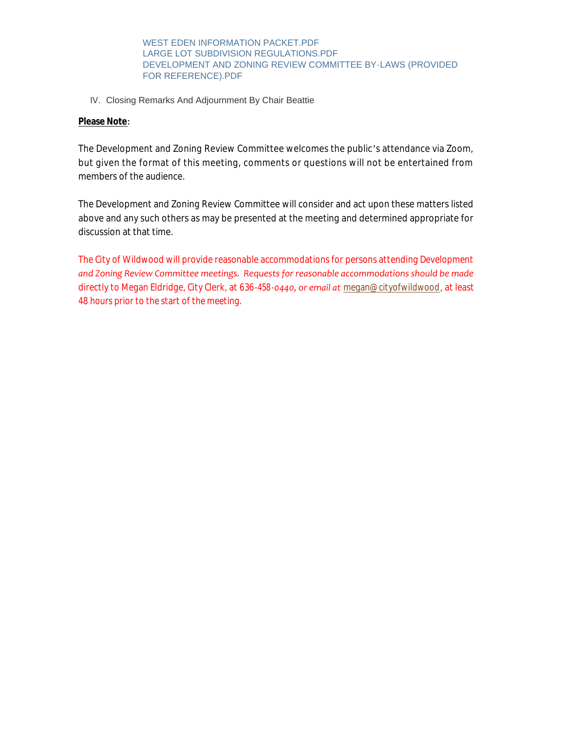WEST EDEN INFORMATION PACKET.PDF
LARGE LOT SUBDIVISION REGULATIONS.PDF
DEVELOPMENT AND ZONING REVIEW COMMITTEE BY-LAWS (PROVIDED FOR REFERENCE).PDF

IV. Closing Remarks And Adjournment By Chair Beattie

**Please Note**:

The Development and Zoning Review Committee welcomes the public's attendance via Zoom, but given the format of this meeting, comments or questions will not be entertained from members of the audience.

The Development and Zoning Review Committee will consider and act upon these matters listed above and any such others as may be presented at the meeting and determined appropriate for discussion at that time.

The City of Wildwood will provide reasonable accommodations for persons attending Development *and Zoning Review Committee meetings. Requests for reasonable accommodations should be made* directly to Megan Eldridge, City Clerk, at 636-458-*0440, or email at* megan@cityofwildwood, at least 48 hours prior to the start of the meeting.